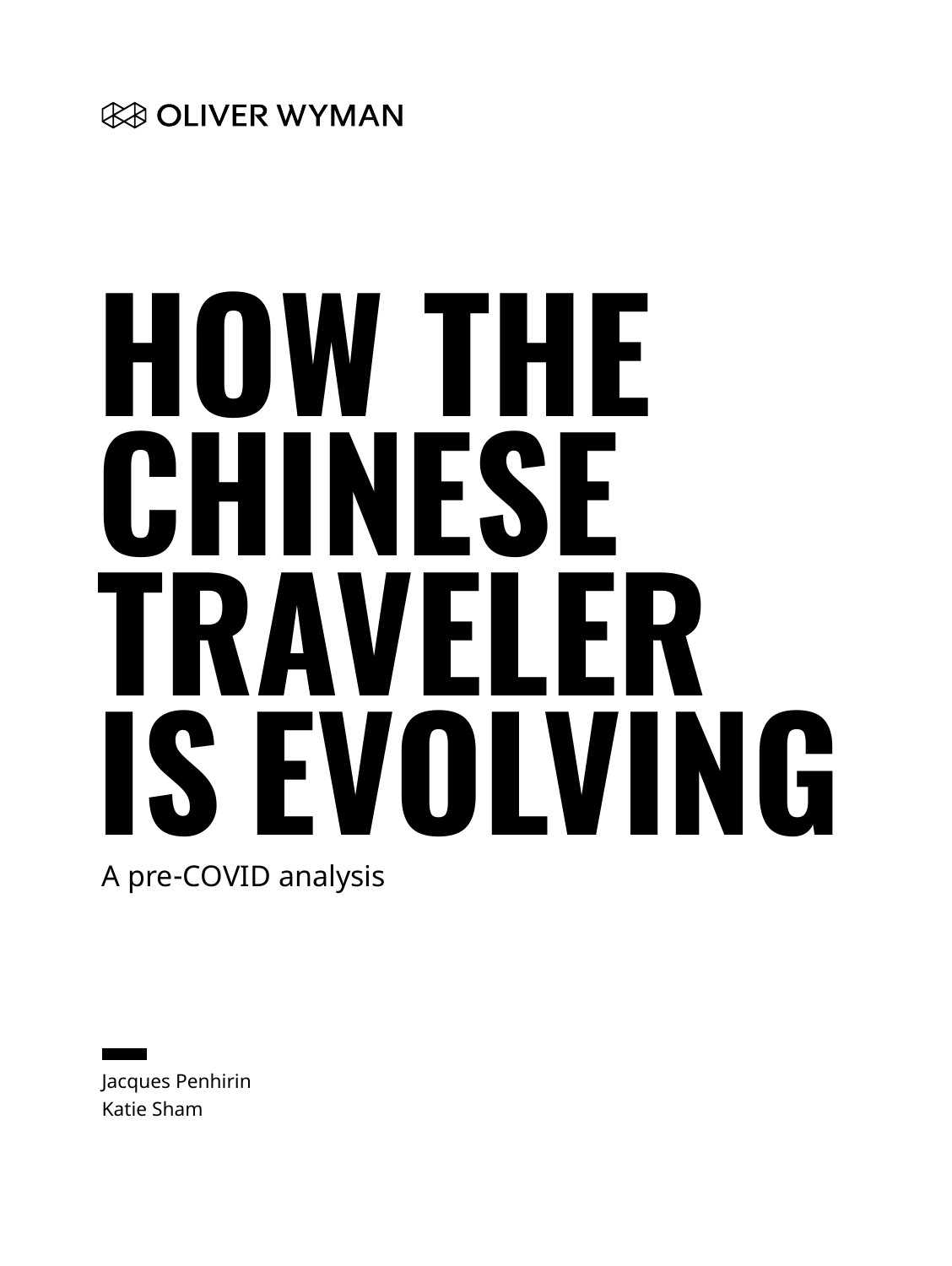OLIVER WYMAN

# HOW THE CHINESE TRAVELER IS EVOLVING

A pre-COVID analysis

Jacques Penhirin
Katie Sham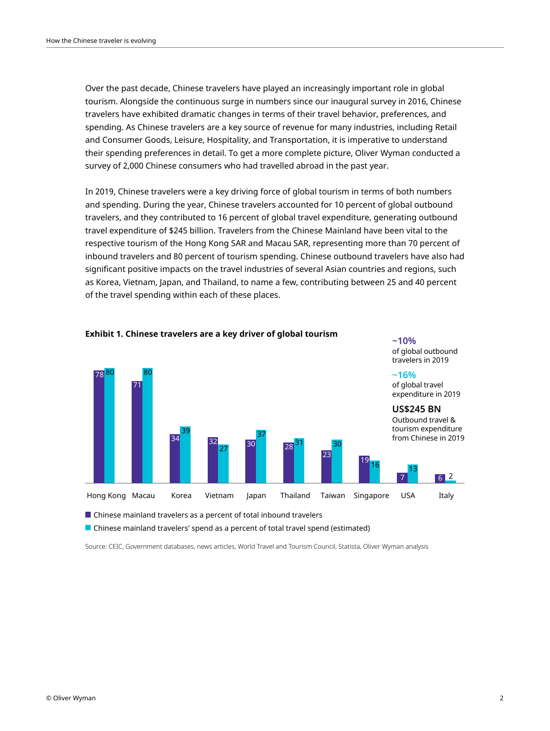Over the past decade, Chinese travelers have played an increasingly important role in global tourism. Alongside the continuous surge in numbers since our inaugural survey in 2016, Chinese travelers have exhibited dramatic changes in terms of their travel behavior, preferences, and spending. As Chinese travelers are a key source of revenue for many industries, including Retail and Consumer Goods, Leisure, Hospitality, and Transportation, it is imperative to understand their spending preferences in detail. To get a more complete picture, Oliver Wyman conducted a survey of 2,000 Chinese consumers who had travelled abroad in the past year.

In 2019, Chinese travelers were a key driving force of global tourism in terms of both numbers and spending. During the year, Chinese travelers accounted for 10 percent of global outbound travelers, and they contributed to 16 percent of global travel expenditure, generating outbound travel expenditure of $245 billion. Travelers from the Chinese Mainland have been vital to the respective tourism of the Hong Kong SAR and Macau SAR, representing more than 70 percent of inbound travelers and 80 percent of tourism spending. Chinese outbound travelers have also had significant positive impacts on the travel industries of several Asian countries and regions, such as Korea, Vietnam, Japan, and Thailand, to name a few, contributing between 25 and 40 percent of the travel spending within each of these places.

**Exhibit 1. Chinese travelers are a key driver of global tourism**

| | Chinese mainland travelers as a percent of total inbound travelers | Chinese mainland travelers' spend as a percent of total travel spend (estimated) |
|---|---|---|
| Hong Kong | 78 | 80 |
| Macau | 71 | 80 |
| Korea | 34 | 39 |
| Vietnam | 32 | 27 |
| Japan | 30 | 37 |
| Thailand | 28 | 31 |
| Taiwan | 23 | 30 |
| Singapore | 19 | 16 |
| USA | 7 | 13 |
| Italy | 6 | 2 |

**~10%** of global outbound travelers in 2019

**~16%** of global travel expenditure in 2019

**US$245 BN** Outbound travel & tourism expenditure from Chinese in 2019

Source: CEIC, Government databases, news articles, World Travel and Tourism Council, Statista, Oliver Wyman analysis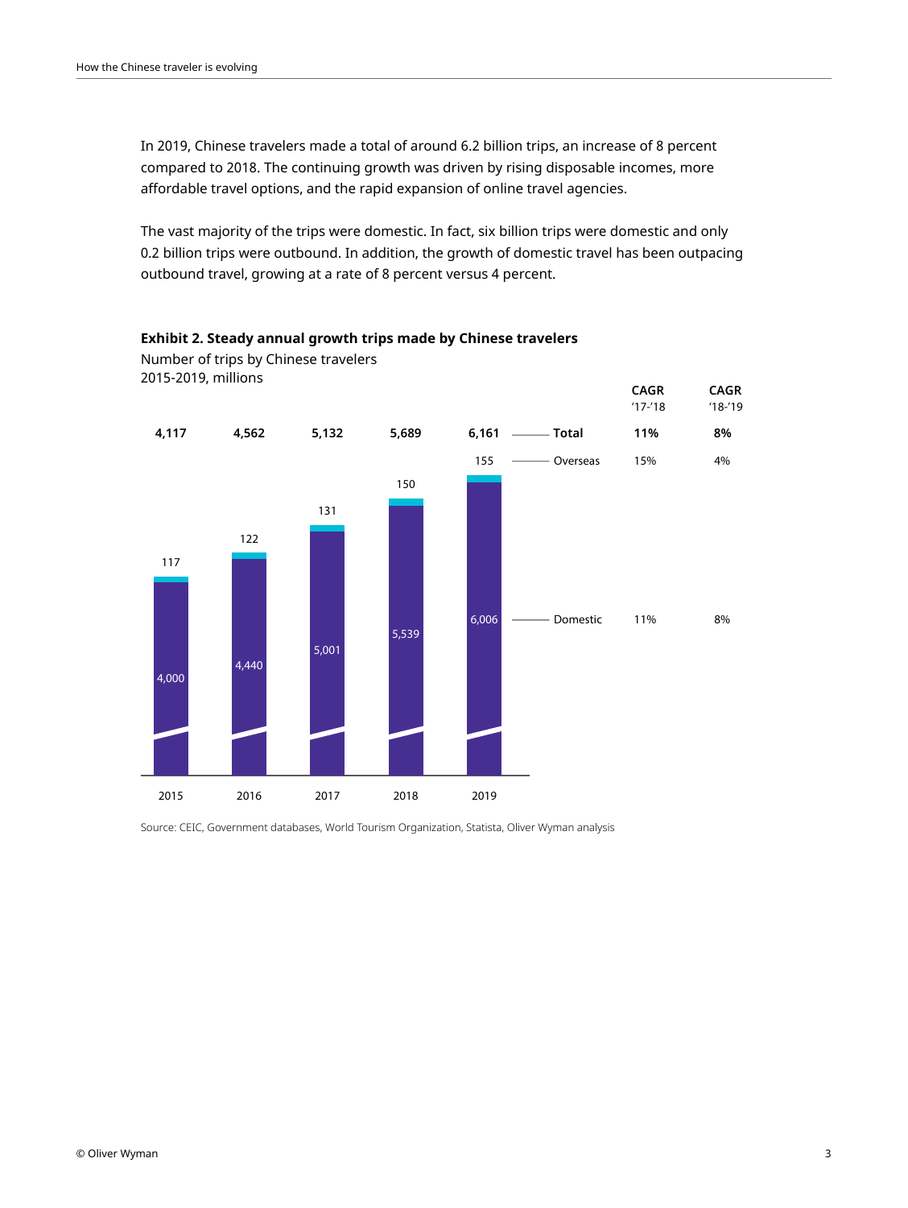In 2019, Chinese travelers made a total of around 6.2 billion trips, an increase of 8 percent compared to 2018. The continuing growth was driven by rising disposable incomes, more affordable travel options, and the rapid expansion of online travel agencies.

The vast majority of the trips were domestic. In fact, six billion trips were domestic and only 0.2 billion trips were outbound. In addition, the growth of domestic travel has been outpacing outbound travel, growing at a rate of 8 percent versus 4 percent.

**Exhibit 2. Steady annual growth trips made by Chinese travelers**

Number of trips by Chinese travelers
2015-2019, millions

| | 2015 | 2016 | 2017 | 2018 | 2019 | CAGR '17-'18 | CAGR '18-'19 |
|---|---|---|---|---|---|---|---|
| **Total** | **4,117** | **4,562** | **5,132** | **5,689** | **6,161** | **11%** | **8%** |
| Overseas | 117 | 122 | 131 | 150 | 155 | 15% | 4% |
| Domestic | 4,000 | 4,440 | 5,001 | 5,539 | 6,006 | 11% | 8% |

Source: CEIC, Government databases, World Tourism Organization, Statista, Oliver Wyman analysis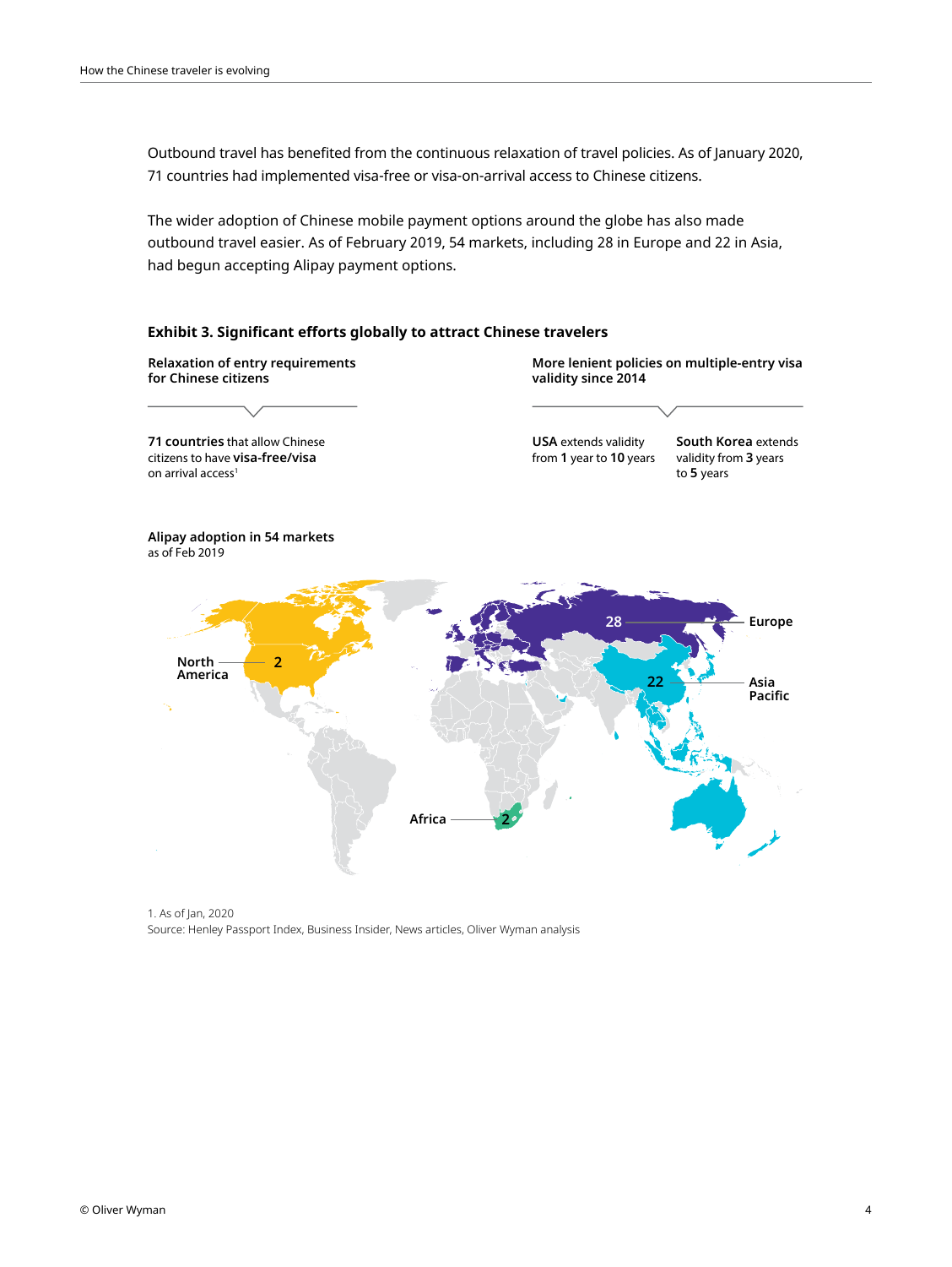Outbound travel has benefited from the continuous relaxation of travel policies. As of January 2020, 71 countries had implemented visa-free or visa-on-arrival access to Chinese citizens.

The wider adoption of Chinese mobile payment options around the globe has also made outbound travel easier. As of February 2019, 54 markets, including 28 in Europe and 22 in Asia, had begun accepting Alipay payment options.

### Exhibit 3. Significant efforts globally to attract Chinese travelers

**Relaxation of entry requirements for Chinese citizens**

**71 countries** that allow Chinese citizens to have **visa-free/visa** on arrival access[1]

**More lenient policies on multiple-entry visa validity since 2014**

**USA** extends validity from **1** year to **10** years

**South Korea** extends validity from **3** years to **5** years

**Alipay adoption in 54 markets**
as of Feb 2019

North America: 2
Europe: 28
Asia Pacific: 22
Africa: 2

1. As of Jan, 2020
Source: Henley Passport Index, Business Insider, News articles, Oliver Wyman analysis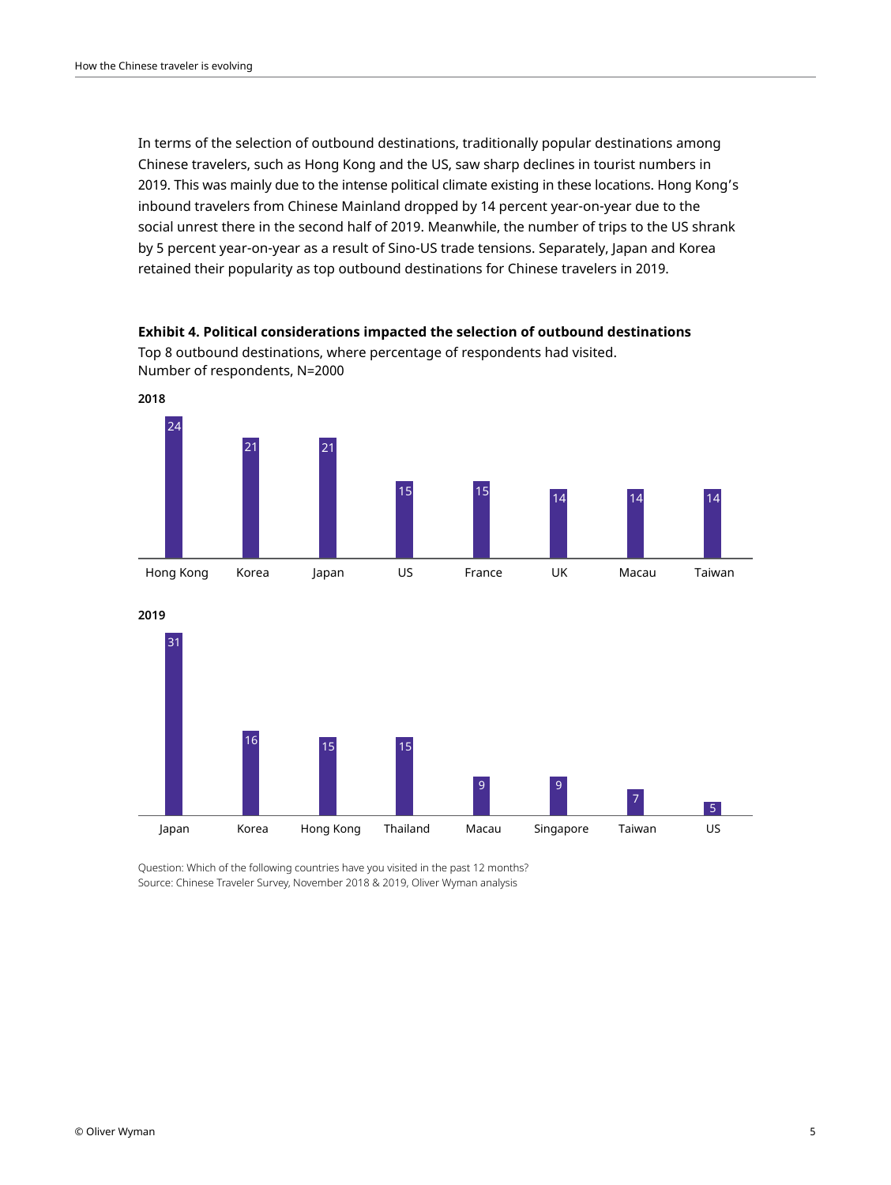In terms of the selection of outbound destinations, traditionally popular destinations among Chinese travelers, such as Hong Kong and the US, saw sharp declines in tourist numbers in 2019. This was mainly due to the intense political climate existing in these locations. Hong Kong's inbound travelers from Chinese Mainland dropped by 14 percent year-on-year due to the social unrest there in the second half of 2019. Meanwhile, the number of trips to the US shrank by 5 percent year-on-year as a result of Sino-US trade tensions. Separately, Japan and Korea retained their popularity as top outbound destinations for Chinese travelers in 2019.

**Exhibit 4. Political considerations impacted the selection of outbound destinations**

Top 8 outbound destinations, where percentage of respondents had visited.
Number of respondents, N=2000

**2018**

| Hong Kong | Korea | Japan | US | France | UK | Macau | Taiwan |
|---|---|---|---|---|---|---|---|
| 24 | 21 | 21 | 15 | 15 | 14 | 14 | 14 |

**2019**

| Japan | Korea | Hong Kong | Thailand | Macau | Singapore | Taiwan | US |
|---|---|---|---|---|---|---|---|
| 31 | 16 | 15 | 15 | 9 | 9 | 7 | 5 |

Question: Which of the following countries have you visited in the past 12 months?
Source: Chinese Traveler Survey, November 2018 & 2019, Oliver Wyman analysis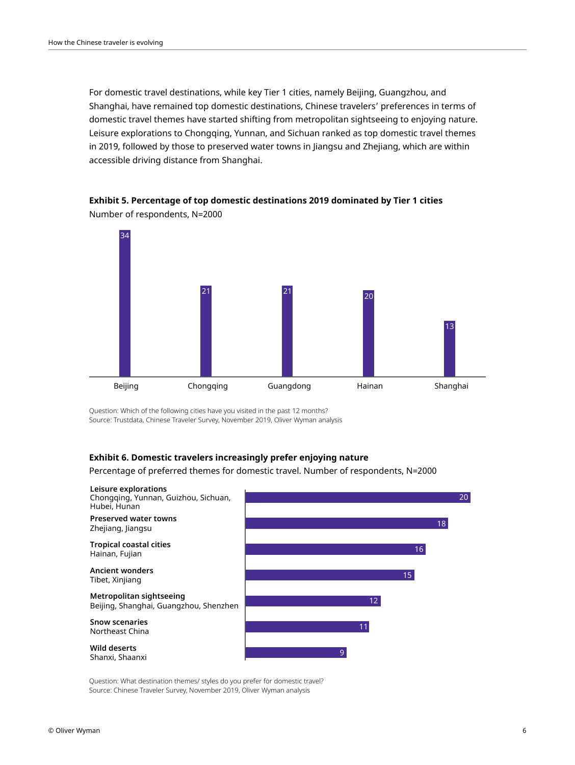For domestic travel destinations, while key Tier 1 cities, namely Beijing, Guangzhou, and Shanghai, have remained top domestic destinations, Chinese travelers' preferences in terms of domestic travel themes have started shifting from metropolitan sightseeing to enjoying nature. Leisure explorations to Chongqing, Yunnan, and Sichuan ranked as top domestic travel themes in 2019, followed by those to preserved water towns in Jiangsu and Zhejiang, which are within accessible driving distance from Shanghai.

**Exhibit 5. Percentage of top domestic destinations 2019 dominated by Tier 1 cities**

Number of respondents, N=2000

| Destination | Percentage |
|---|---|
| Beijing | 34 |
| Chongqing | 21 |
| Guangdong | 21 |
| Hainan | 20 |
| Shanghai | 13 |

Question: Which of the following cities have you visited in the past 12 months?
Source: Trustdata, Chinese Traveler Survey, November 2019, Oliver Wyman analysis

**Exhibit 6. Domestic travelers increasingly prefer enjoying nature**

Percentage of preferred themes for domestic travel. Number of respondents, N=2000

| Theme | Percentage |
|---|---|
| **Leisure explorations** Chongqing, Yunnan, Guizhou, Sichuan, Hubei, Hunan | 20 |
| **Preserved water towns** Zhejiang, Jiangsu | 18 |
| **Tropical coastal cities** Hainan, Fujian | 16 |
| **Ancient wonders** Tibet, Xinjiang | 15 |
| **Metropolitan sightseeing** Beijing, Shanghai, Guangzhou, Shenzhen | 12 |
| **Snow scenaries** Northeast China | 11 |
| **Wild deserts** Shanxi, Shaanxi | 9 |

Question: What destination themes/ styles do you prefer for domestic travel?
Source: Chinese Traveler Survey, November 2019, Oliver Wyman analysis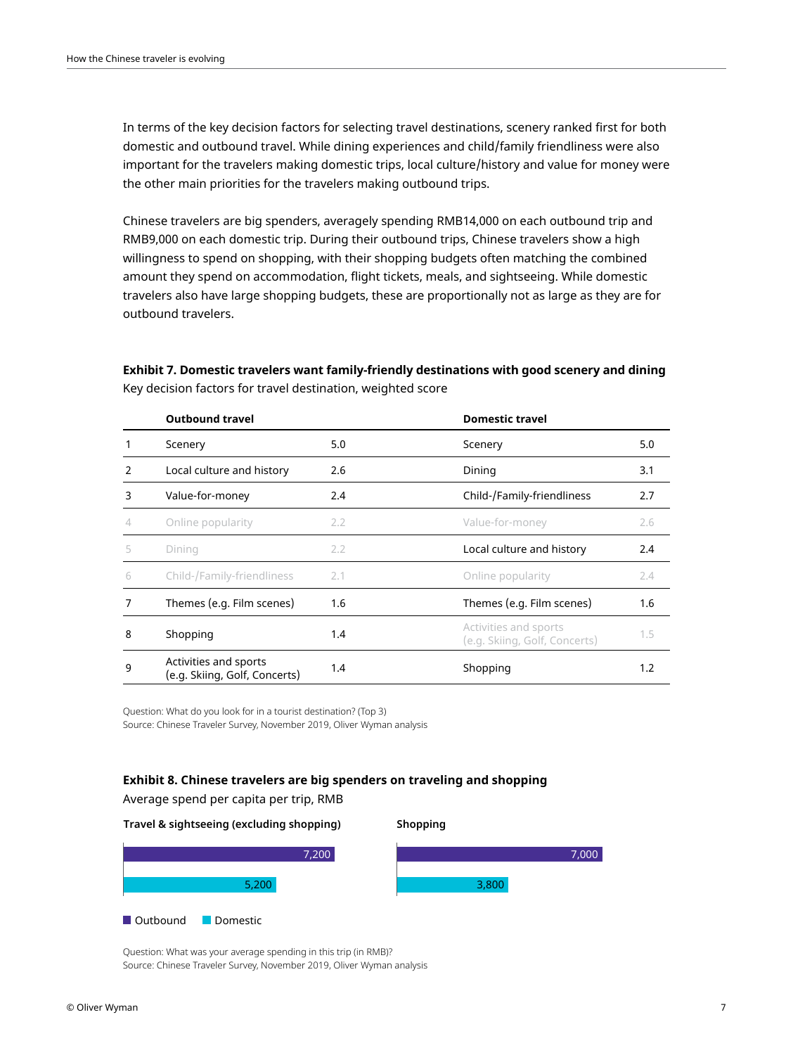In terms of the key decision factors for selecting travel destinations, scenery ranked first for both domestic and outbound travel. While dining experiences and child/family friendliness were also important for the travelers making domestic trips, local culture/history and value for money were the other main priorities for the travelers making outbound trips.

Chinese travelers are big spenders, averagely spending RMB14,000 on each outbound trip and RMB9,000 on each domestic trip. During their outbound trips, Chinese travelers show a high willingness to spend on shopping, with their shopping budgets often matching the combined amount they spend on accommodation, flight tickets, meals, and sightseeing. While domestic travelers also have large shopping budgets, these are proportionally not as large as they are for outbound travelers.

**Exhibit 7. Domestic travelers want family-friendly destinations with good scenery and dining**

Key decision factors for travel destination, weighted score

| | Outbound travel | | Domestic travel | |
|---|---|---|---|---|
| 1 | Scenery | 5.0 | Scenery | 5.0 |
| 2 | Local culture and history | 2.6 | Dining | 3.1 |
| 3 | Value-for-money | 2.4 | Child-/Family-friendliness | 2.7 |
| 4 | Online popularity | 2.2 | Value-for-money | 2.6 |
| 5 | Dining | 2.2 | Local culture and history | 2.4 |
| 6 | Child-/Family-friendliness | 2.1 | Online popularity | 2.4 |
| 7 | Themes (e.g. Film scenes) | 1.6 | Themes (e.g. Film scenes) | 1.6 |
| 8 | Shopping | 1.4 | Activities and sports (e.g. Skiing, Golf, Concerts) | 1.5 |
| 9 | Activities and sports (e.g. Skiing, Golf, Concerts) | 1.4 | Shopping | 1.2 |

Question: What do you look for in a tourist destination? (Top 3)
Source: Chinese Traveler Survey, November 2019, Oliver Wyman analysis

**Exhibit 8. Chinese travelers are big spenders on traveling and shopping**

Average spend per capita per trip, RMB

| | Travel & sightseeing (excluding shopping) | Shopping |
|---|---|---|
| Outbound | 7,200 | 7,000 |
| Domestic | 5,200 | 3,800 |

Question: What was your average spending in this trip (in RMB)?
Source: Chinese Traveler Survey, November 2019, Oliver Wyman analysis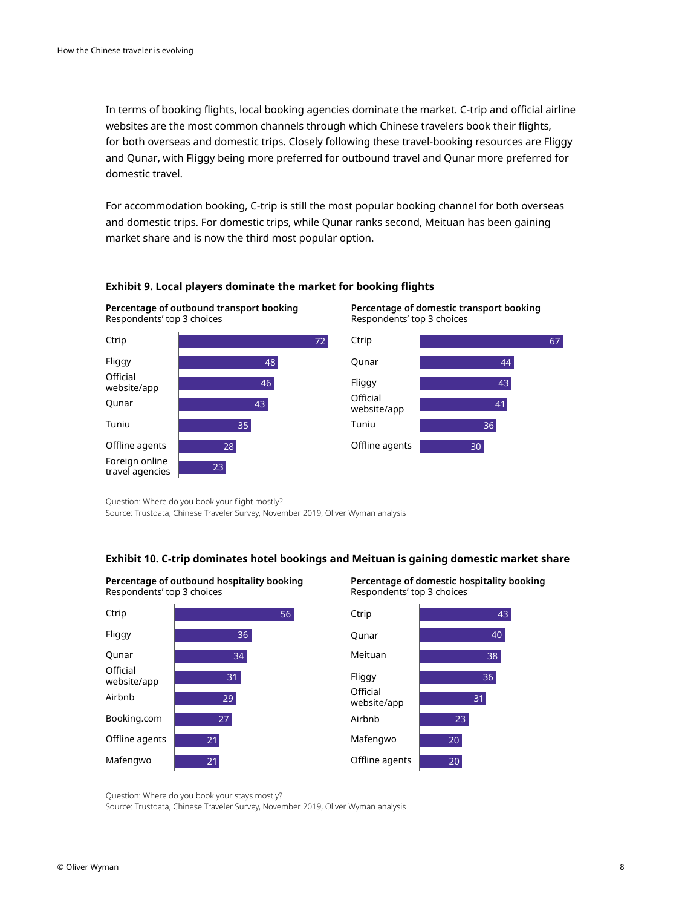In terms of booking flights, local booking agencies dominate the market. C-trip and official airline websites are the most common channels through which Chinese travelers book their flights, for both overseas and domestic trips. Closely following these travel-booking resources are Fliggy and Qunar, with Fliggy being more preferred for outbound travel and Qunar more preferred for domestic travel.

For accommodation booking, C-trip is still the most popular booking channel for both overseas and domestic trips. For domestic trips, while Qunar ranks second, Meituan has been gaining market share and is now the third most popular option.

**Exhibit 9. Local players dominate the market for booking flights**

**Percentage of outbound transport booking**
Respondents' top 3 choices

| Channel | % |
|---|---|
| Ctrip | 72 |
| Fliggy | 48 |
| Official website/app | 46 |
| Qunar | 43 |
| Tuniu | 35 |
| Offline agents | 28 |
| Foreign online travel agencies | 23 |

**Percentage of domestic transport booking**
Respondents' top 3 choices

| Channel | % |
|---|---|
| Ctrip | 67 |
| Qunar | 44 |
| Fliggy | 43 |
| Official website/app | 41 |
| Tuniu | 36 |
| Offline agents | 30 |

Question: Where do you book your flight mostly?
Source: Trustdata, Chinese Traveler Survey, November 2019, Oliver Wyman analysis

**Exhibit 10. C-trip dominates hotel bookings and Meituan is gaining domestic market share**

**Percentage of outbound hospitality booking**
Respondents' top 3 choices

| Channel | % |
|---|---|
| Ctrip | 56 |
| Fliggy | 36 |
| Qunar | 34 |
| Official website/app | 31 |
| Airbnb | 29 |
| Booking.com | 27 |
| Offline agents | 21 |
| Mafengwo | 21 |

**Percentage of domestic hospitality booking**
Respondents' top 3 choices

| Channel | % |
|---|---|
| Ctrip | 43 |
| Qunar | 40 |
| Meituan | 38 |
| Fliggy | 36 |
| Official website/app | 31 |
| Airbnb | 23 |
| Mafengwo | 20 |
| Offline agents | 20 |

Question: Where do you book your stays mostly?
Source: Trustdata, Chinese Traveler Survey, November 2019, Oliver Wyman analysis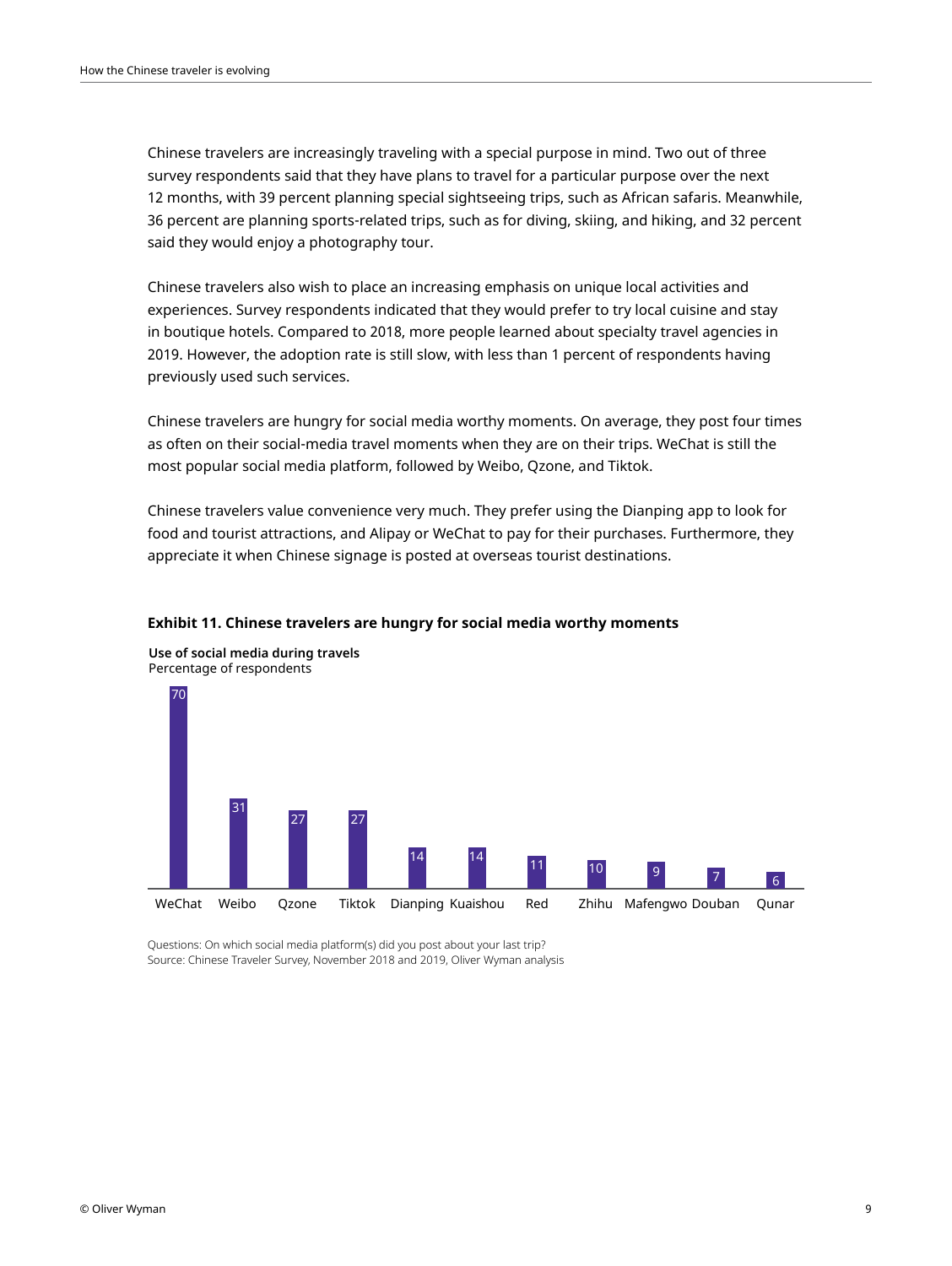Chinese travelers are increasingly traveling with a special purpose in mind. Two out of three survey respondents said that they have plans to travel for a particular purpose over the next 12 months, with 39 percent planning special sightseeing trips, such as African safaris. Meanwhile, 36 percent are planning sports-related trips, such as for diving, skiing, and hiking, and 32 percent said they would enjoy a photography tour.

Chinese travelers also wish to place an increasing emphasis on unique local activities and experiences. Survey respondents indicated that they would prefer to try local cuisine and stay in boutique hotels. Compared to 2018, more people learned about specialty travel agencies in 2019. However, the adoption rate is still slow, with less than 1 percent of respondents having previously used such services.

Chinese travelers are hungry for social media worthy moments. On average, they post four times as often on their social-media travel moments when they are on their trips. WeChat is still the most popular social media platform, followed by Weibo, Qzone, and Tiktok.

Chinese travelers value convenience very much. They prefer using the Dianping app to look for food and tourist attractions, and Alipay or WeChat to pay for their purchases. Furthermore, they appreciate it when Chinese signage is posted at overseas tourist destinations.

**Exhibit 11. Chinese travelers are hungry for social media worthy moments**

**Use of social media during travels**
Percentage of respondents

| Platform | Percentage of respondents |
|---|---|
| WeChat | 70 |
| Weibo | 31 |
| Qzone | 27 |
| Tiktok | 27 |
| Dianping | 14 |
| Kuaishou | 14 |
| Red | 11 |
| Zhihu | 10 |
| Mafengwo | 9 |
| Douban | 7 |
| Qunar | 6 |

Questions: On which social media platform(s) did you post about your last trip?
Source: Chinese Traveler Survey, November 2018 and 2019, Oliver Wyman analysis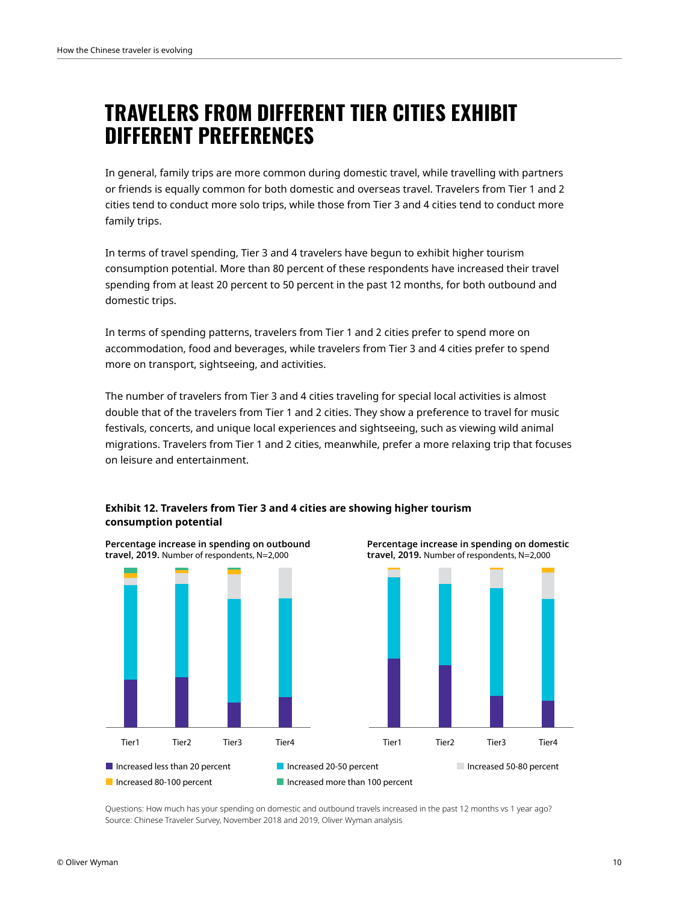# TRAVELERS FROM DIFFERENT TIER CITIES EXHIBIT DIFFERENT PREFERENCES

In general, family trips are more common during domestic travel, while travelling with partners or friends is equally common for both domestic and overseas travel. Travelers from Tier 1 and 2 cities tend to conduct more solo trips, while those from Tier 3 and 4 cities tend to conduct more family trips.

In terms of travel spending, Tier 3 and 4 travelers have begun to exhibit higher tourism consumption potential. More than 80 percent of these respondents have increased their travel spending from at least 20 percent to 50 percent in the past 12 months, for both outbound and domestic trips.

In terms of spending patterns, travelers from Tier 1 and 2 cities prefer to spend more on accommodation, food and beverages, while travelers from Tier 3 and 4 cities prefer to spend more on transport, sightseeing, and activities.

The number of travelers from Tier 3 and 4 cities traveling for special local activities is almost double that of the travelers from Tier 1 and 2 cities. They show a preference to travel for music festivals, concerts, and unique local experiences and sightseeing, such as viewing wild animal migrations. Travelers from Tier 1 and 2 cities, meanwhile, prefer a more relaxing trip that focuses on leisure and entertainment.

**Exhibit 12. Travelers from Tier 3 and 4 cities are showing higher tourism consumption potential**

**Percentage increase in spending on outbound travel, 2019.** Number of respondents, N=2,000

**Percentage increase in spending on domestic travel, 2019.** Number of respondents, N=2,000

Tier1 | Tier2 | Tier3 | Tier4

Increased less than 20 percent | Increased 20-50 percent | Increased 50-80 percent | Increased 80-100 percent | Increased more than 100 percent

Questions: How much has your spending on domestic and outbound travels increased in the past 12 months vs 1 year ago?
Source: Chinese Traveler Survey, November 2018 and 2019, Oliver Wyman analysis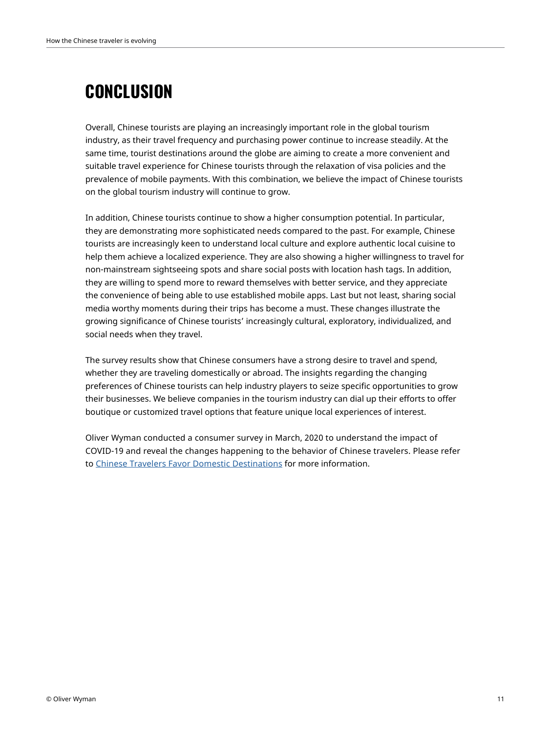# CONCLUSION

Overall, Chinese tourists are playing an increasingly important role in the global tourism industry, as their travel frequency and purchasing power continue to increase steadily. At the same time, tourist destinations around the globe are aiming to create a more convenient and suitable travel experience for Chinese tourists through the relaxation of visa policies and the prevalence of mobile payments. With this combination, we believe the impact of Chinese tourists on the global tourism industry will continue to grow.

In addition, Chinese tourists continue to show a higher consumption potential. In particular, they are demonstrating more sophisticated needs compared to the past. For example, Chinese tourists are increasingly keen to understand local culture and explore authentic local cuisine to help them achieve a localized experience. They are also showing a higher willingness to travel for non-mainstream sightseeing spots and share social posts with location hash tags. In addition, they are willing to spend more to reward themselves with better service, and they appreciate the convenience of being able to use established mobile apps. Last but not least, sharing social media worthy moments during their trips has become a must. These changes illustrate the growing significance of Chinese tourists' increasingly cultural, exploratory, individualized, and social needs when they travel.

The survey results show that Chinese consumers have a strong desire to travel and spend, whether they are traveling domestically or abroad. The insights regarding the changing preferences of Chinese tourists can help industry players to seize specific opportunities to grow their businesses. We believe companies in the tourism industry can dial up their efforts to offer boutique or customized travel options that feature unique local experiences of interest.

Oliver Wyman conducted a consumer survey in March, 2020 to understand the impact of COVID-19 and reveal the changes happening to the behavior of Chinese travelers. Please refer to Chinese Travelers Favor Domestic Destinations for more information.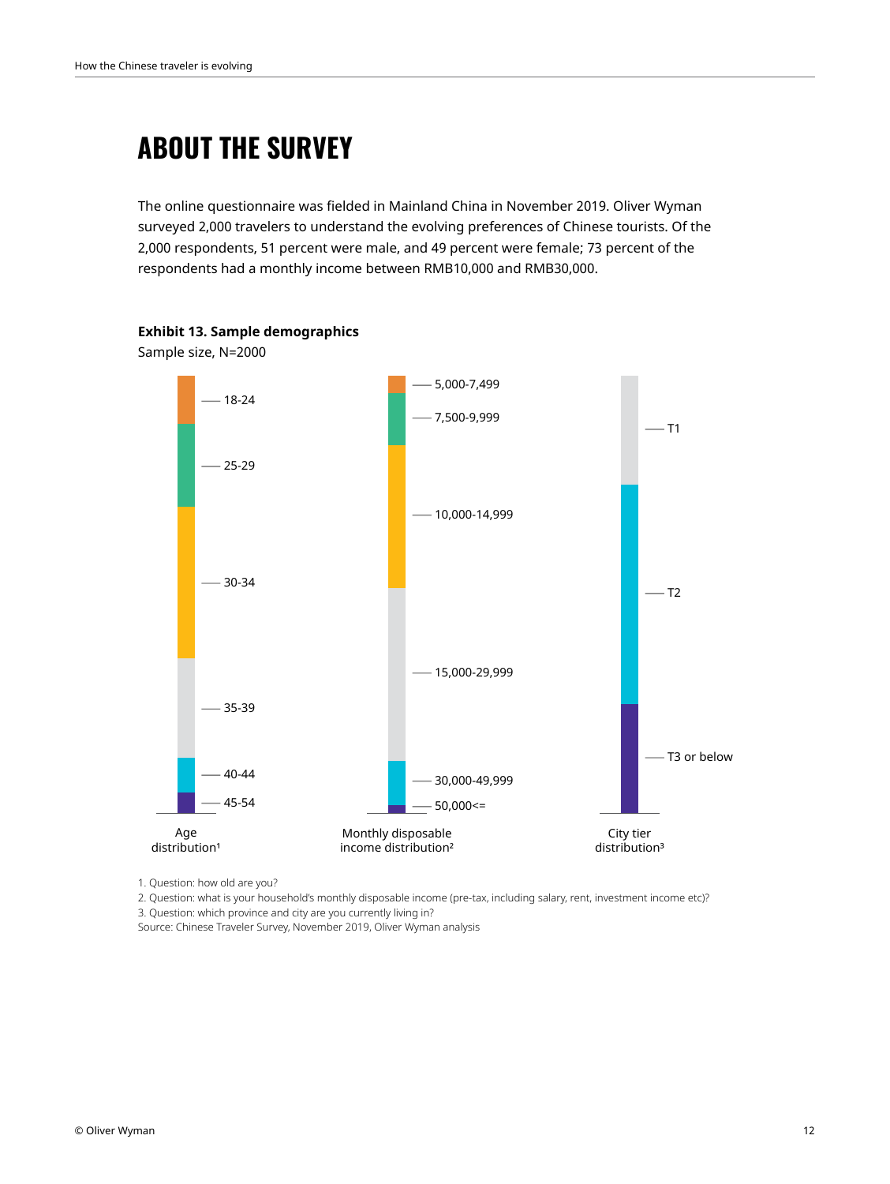# ABOUT THE SURVEY

The online questionnaire was fielded in Mainland China in November 2019. Oliver Wyman surveyed 2,000 travelers to understand the evolving preferences of Chinese tourists. Of the 2,000 respondents, 51 percent were male, and 49 percent were female; 73 percent of the respondents had a monthly income between RMB10,000 and RMB30,000.

**Exhibit 13. Sample demographics**

Sample size, N=2000

Age distribution[1]: 18-24, 25-29, 30-34, 35-39, 40-44, 45-54

Monthly disposable income distribution[2]: 5,000-7,499, 7,500-9,999, 10,000-14,999, 15,000-29,999, 30,000-49,999, 50,000<=

City tier distribution[3]: T1, T2, T3 or below

1. Question: how old are you?
2. Question: what is your household's monthly disposable income (pre-tax, including salary, rent, investment income etc)?
3. Question: which province and city are you currently living in?

Source: Chinese Traveler Survey, November 2019, Oliver Wyman analysis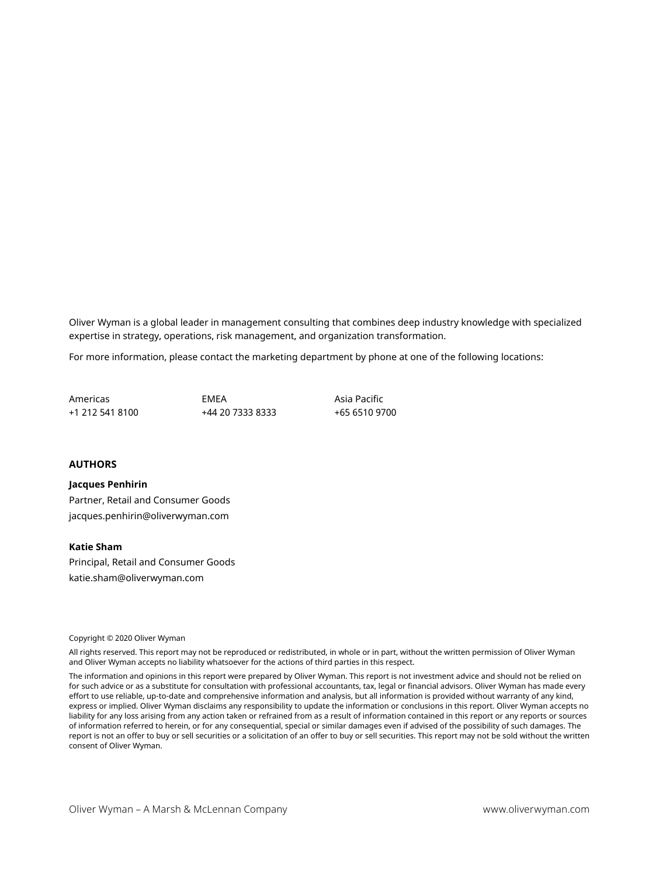Oliver Wyman is a global leader in management consulting that combines deep industry knowledge with specialized expertise in strategy, operations, risk management, and organization transformation.

For more information, please contact the marketing department by phone at one of the following locations:

| | | |
|---|---|---|
| Americas | EMEA | Asia Pacific |
| +1 212 541 8100 | +44 20 7333 8333 | +65 6510 9700 |

**AUTHORS**

**Jacques Penhirin**
Partner, Retail and Consumer Goods
jacques.penhirin@oliverwyman.com

**Katie Sham**
Principal, Retail and Consumer Goods
katie.sham@oliverwyman.com

Copyright © 2020 Oliver Wyman

All rights reserved. This report may not be reproduced or redistributed, in whole or in part, without the written permission of Oliver Wyman and Oliver Wyman accepts no liability whatsoever for the actions of third parties in this respect.

The information and opinions in this report were prepared by Oliver Wyman. This report is not investment advice and should not be relied on for such advice or as a substitute for consultation with professional accountants, tax, legal or financial advisors. Oliver Wyman has made every effort to use reliable, up-to-date and comprehensive information and analysis, but all information is provided without warranty of any kind, express or implied. Oliver Wyman disclaims any responsibility to update the information or conclusions in this report. Oliver Wyman accepts no liability for any loss arising from any action taken or refrained from as a result of information contained in this report or any reports or sources of information referred to herein, or for any consequential, special or similar damages even if advised of the possibility of such damages. The report is not an offer to buy or sell securities or a solicitation of an offer to buy or sell securities. This report may not be sold without the written consent of Oliver Wyman.

Oliver Wyman – A Marsh & McLennan Company www.oliverwyman.com